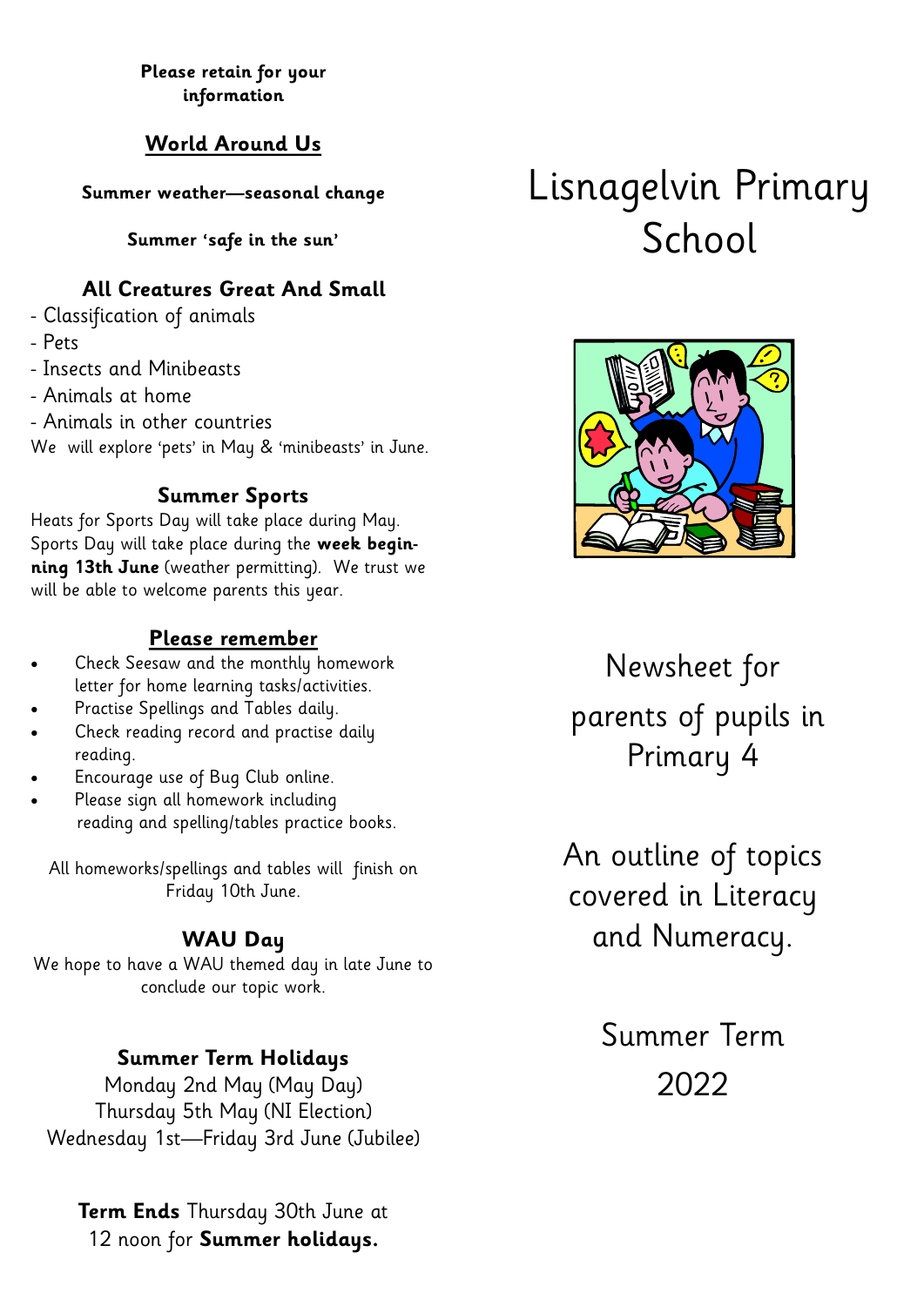**Please retain for your information**

## World Around Us

**Summer weather—seasonal change**

**Summer 'safe in the sun'**

### All Creatures Great And Small

- Classification of animals
- Pets
- Insects and Minibeasts
- Animals at home
- Animals in other countries

We will explore 'pets' in May & 'minibeasts' in June.

### Summer Sports

Heats for Sports Day will take place during May. Sports Day will take place during the **week beginning 13th June** (weather permitting). We trust we will be able to welcome parents this year.

### Please remember

- Check Seesaw and the monthly homework letter for home learning tasks/activities.
- Practise Spellings and Tables daily.
- Check reading record and practise daily reading.
- Encourage use of Bug Club online.
- Please sign all homework including reading and spelling/tables practice books.

All homeworks/spellings and tables will finish on Friday 10th June.

### WAU Day

We hope to have a WAU themed day in late June to conclude our topic work.

### Summer Term Holidays

Monday 2nd May (May Day)
Thursday 5th May (NI Election)
Wednesday 1st—Friday 3rd June (Jubilee)

**Term Ends** Thursday 30th June at 12 noon for **Summer holidays.**

# Lisnagelvin Primary School

Newsheet for parents of pupils in Primary 4

An outline of topics covered in Literacy and Numeracy.

Summer Term 2022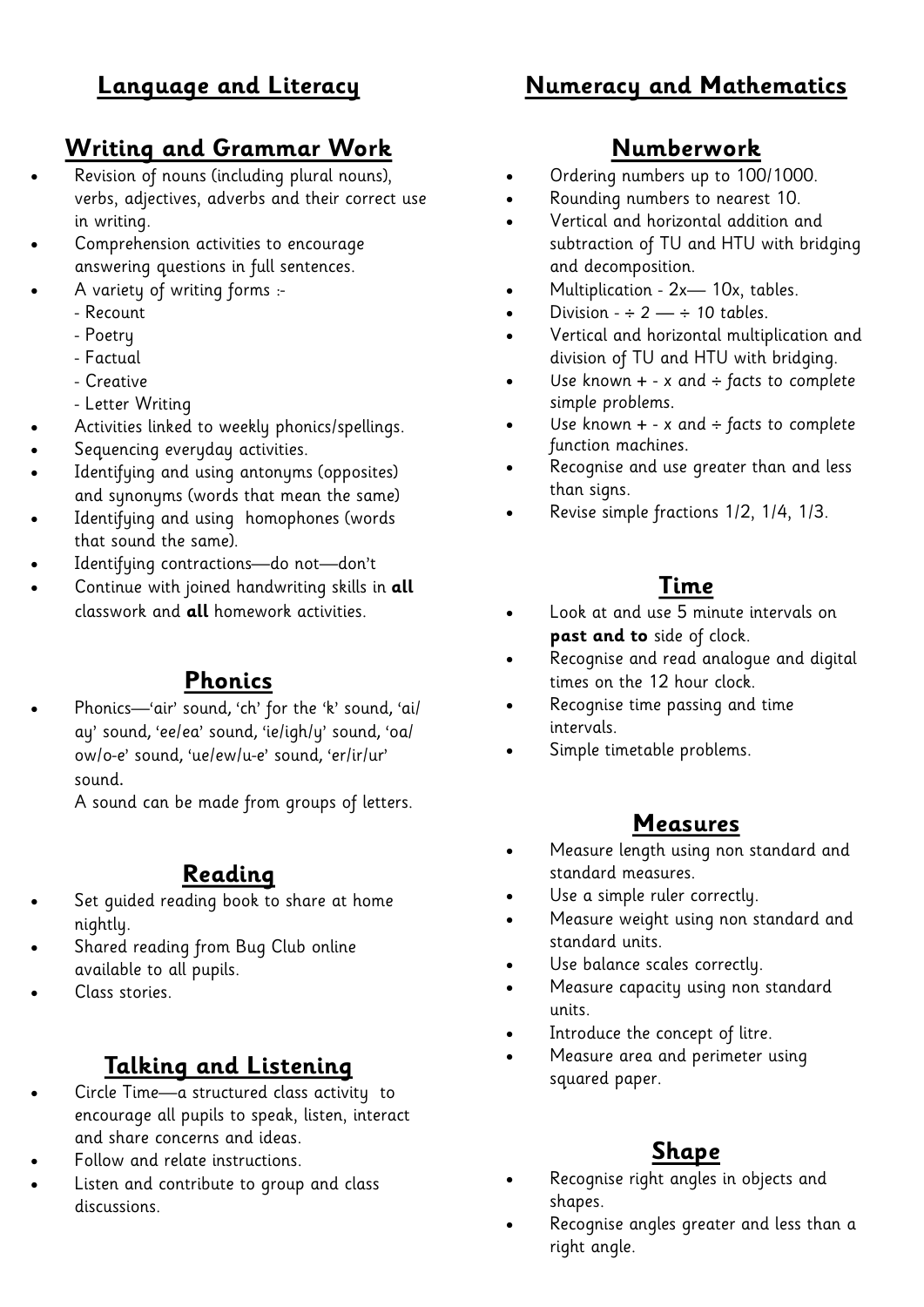## Language and Literacy

### Writing and Grammar Work

- Revision of nouns (including plural nouns), verbs, adjectives, adverbs and their correct use in writing.
- Comprehension activities to encourage answering questions in full sentences.
- A variety of writing forms :-
  - Recount
  - Poetry
  - Factual
  - Creative
  - Letter Writing
- Activities linked to weekly phonics/spellings.
- Sequencing everyday activities.
- Identifying and using antonyms (opposites) and synonyms (words that mean the same)
- Identifying and using homophones (words that sound the same).
- Identifying contractions—do not—don't
- Continue with joined handwriting skills in **all** classwork and **all** homework activities.

### Phonics

- Phonics—'air' sound, 'ch' for the 'k' sound, 'ai/ay' sound, 'ee/ea' sound, 'ie/igh/y' sound, 'oa/ow/o-e' sound, 'ue/ew/u-e' sound, 'er/ir/ur' sound.
  A sound can be made from groups of letters.

### Reading

- Set guided reading book to share at home nightly.
- Shared reading from Bug Club online available to all pupils.
- Class stories.

### Talking and Listening

- Circle Time—a structured class activity to encourage all pupils to speak, listen, interact and share concerns and ideas.
- Follow and relate instructions.
- Listen and contribute to group and class discussions.

## Numeracy and Mathematics

### Numberwork

- Ordering numbers up to 100/1000.
- Rounding numbers to nearest 10.
- Vertical and horizontal addition and subtraction of TU and HTU with bridging and decomposition.
- Multiplication - 2x— 10x, tables.
- Division - ÷ 2 — ÷ 10 tables.
- Vertical and horizontal multiplication and division of TU and HTU with bridging.
- Use known + - x and ÷ facts to complete simple problems.
- Use known + - x and ÷ facts to complete function machines.
- Recognise and use greater than and less than signs.
- Revise simple fractions 1/2, 1/4, 1/3.

### Time

- Look at and use 5 minute intervals on **past and to** side of clock.
- Recognise and read analogue and digital times on the 12 hour clock.
- Recognise time passing and time intervals.
- Simple timetable problems.

### Measures

- Measure length using non standard and standard measures.
- Use a simple ruler correctly.
- Measure weight using non standard and standard units.
- Use balance scales correctly.
- Measure capacity using non standard units.
- Introduce the concept of litre.
- Measure area and perimeter using squared paper.

### Shape

- Recognise right angles in objects and shapes.
- Recognise angles greater and less than a right angle.